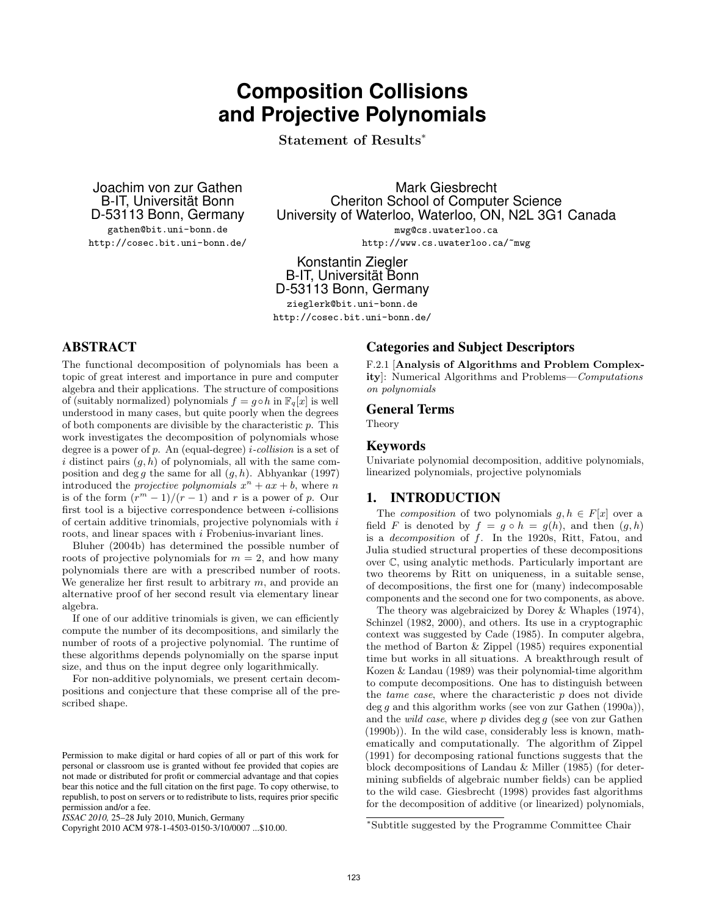# Composition Collisions and Projective Polynomials

**Statement of Results***

Joachim von zur Gathen
B-IT, Universität Bonn
D-53113 Bonn, Germany
gathen@bit.uni-bonn.de
http://cosec.bit.uni-bonn.de/

Mark Giesbrecht
Cheriton School of Computer Science
University of Waterloo, Waterloo, ON, N2L 3G1 Canada
mwg@cs.uwaterloo.ca
http://www.cs.uwaterloo.ca/~mwg

Konstantin Ziegler
B-IT, Universität Bonn
D-53113 Bonn, Germany
zieglerk@bit.uni-bonn.de
http://cosec.bit.uni-bonn.de/

## ABSTRACT

The functional decomposition of polynomials has been a topic of great interest and importance in pure and computer algebra and their applications. The structure of compositions of (suitably normalized) polynomials $f = g \circ h$ in $\mathbb{F}_q[x]$ is well understood in many cases, but quite poorly when the degrees of both components are divisible by the characteristic $p$. This work investigates the decomposition of polynomials whose degree is a power of $p$. An (equal-degree) $i$-*collision* is a set of $i$ distinct pairs $(g, h)$ of polynomials, all with the same composition and $\deg g$ the same for all $(g, h)$. Abhyankar (1997) introduced the *projective polynomials* $x^n + ax + b$, where $n$ is of the form $(r^m - 1)/(r - 1)$ and $r$ is a power of $p$. Our first tool is a bijective correspondence between $i$-collisions of certain additive trinomials, projective polynomials with $i$ roots, and linear spaces with $i$ Frobenius-invariant lines.

Bluher (2004b) has determined the possible number of roots of projective polynomials for $m = 2$, and how many polynomials there are with a prescribed number of roots. We generalize her first result to arbitrary $m$, and provide an alternative proof of her second result via elementary linear algebra.

If one of our additive trinomials is given, we can efficiently compute the number of its decompositions, and similarly the number of roots of a projective polynomial. The runtime of these algorithms depends polynomially on the sparse input size, and thus on the input degree only logarithmically.

For non-additive polynomials, we present certain decompositions and conjecture that these comprise all of the prescribed shape.

Permission to make digital or hard copies of all or part of this work for personal or classroom use is granted without fee provided that copies are not made or distributed for profit or commercial advantage and that copies bear this notice and the full citation on the first page. To copy otherwise, to republish, to post on servers or to redistribute to lists, requires prior specific permission and/or a fee.
*ISSAC 2010,* 25–28 July 2010, Munich, Germany
Copyright 2010 ACM 978-1-4503-0150-3/10/0007 ...$10.00.

## Categories and Subject Descriptors

F.2.1 [**Analysis of Algorithms and Problem Complexity**]: Numerical Algorithms and Problems—*Computations on polynomials*

## General Terms

Theory

## Keywords

Univariate polynomial decomposition, additive polynomials, linearized polynomials, projective polynomials

## 1. INTRODUCTION

The *composition* of two polynomials $g, h \in F[x]$ over a field $F$ is denoted by $f = g \circ h = g(h)$, and then $(g, h)$ is a *decomposition* of $f$. In the 1920s, Ritt, Fatou, and Julia studied structural properties of these decompositions over $\mathbb{C}$, using analytic methods. Particularly important are two theorems by Ritt on uniqueness, in a suitable sense, of decompositions, the first one for (many) indecomposable components and the second one for two components, as above.

The theory was algebraicized by Dorey & Whaples (1974), Schinzel (1982, 2000), and others. Its use in a cryptographic context was suggested by Cade (1985). In computer algebra, the method of Barton & Zippel (1985) requires exponential time but works in all situations. A breakthrough result of Kozen & Landau (1989) was their polynomial-time algorithm to compute decompositions. One has to distinguish between the *tame case*, where the characteristic $p$ does not divide $\deg g$ and this algorithm works (see von zur Gathen (1990a)), and the *wild case*, where $p$ divides $\deg g$ (see von zur Gathen (1990b)). In the wild case, considerably less is known, mathematically and computationally. The algorithm of Zippel (1991) for decomposing rational functions suggests that the block decompositions of Landau & Miller (1985) (for determining subfields of algebraic number fields) can be applied to the wild case. Giesbrecht (1998) provides fast algorithms for the decomposition of additive (or linearized) polynomials,

*Subtitle suggested by the Programme Committee Chair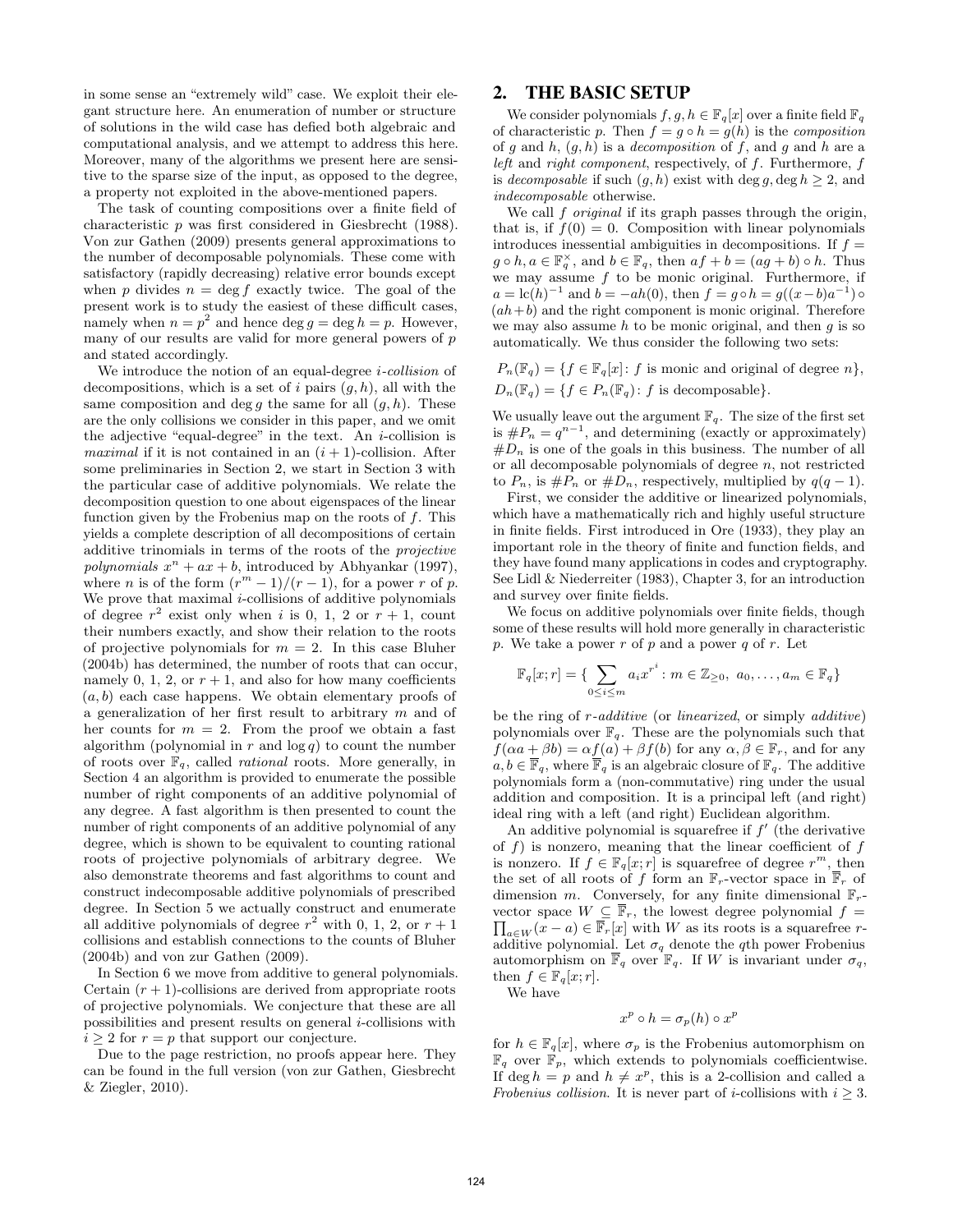in some sense an "extremely wild" case. We exploit their elegant structure here. An enumeration of number or structure of solutions in the wild case has defied both algebraic and computational analysis, and we attempt to address this here. Moreover, many of the algorithms we present here are sensitive to the sparse size of the input, as opposed to the degree, a property not exploited in the above-mentioned papers.

The task of counting compositions over a finite field of characteristic $p$ was first considered in Giesbrecht (1988). Von zur Gathen (2009) presents general approximations to the number of decomposable polynomials. These come with satisfactory (rapidly decreasing) relative error bounds except when $p$ divides $n = \deg f$ exactly twice. The goal of the present work is to study the easiest of these difficult cases, namely when $n = p^2$ and hence $\deg g = \deg h = p$. However, many of our results are valid for more general powers of $p$ and stated accordingly.

We introduce the notion of an equal-degree $i$-*collision* of decompositions, which is a set of $i$ pairs $(g, h)$, all with the same composition and $\deg g$ the same for all $(g, h)$. These are the only collisions we consider in this paper, and we omit the adjective "equal-degree" in the text. An $i$-collision is *maximal* if it is not contained in an $(i+1)$-collision. After some preliminaries in Section 2, we start in Section 3 with the particular case of additive polynomials. We relate the decomposition question to one about eigenspaces of the linear function given by the Frobenius map on the roots of $f$. This yields a complete description of all decompositions of certain additive trinomials in terms of the roots of the *projective polynomials* $x^n + ax + b$, introduced by Abhyankar (1997), where $n$ is of the form $(r^m - 1)/(r - 1)$, for a power $r$ of $p$. We prove that maximal $i$-collisions of additive polynomials of degree $r^2$ exist only when $i$ is 0, 1, 2 or $r + 1$, count their numbers exactly, and show their relation to the roots of projective polynomials for $m = 2$. In this case Bluher (2004b) has determined, the number of roots that can occur, namely 0, 1, 2, or $r + 1$, and also for how many coefficients $(a, b)$ each case happens. We obtain elementary proofs of a generalization of her first result to arbitrary $m$ and of her counts for $m = 2$. From the proof we obtain a fast algorithm (polynomial in $r$ and $\log q$) to count the number of roots over $\mathbb{F}_q$, called *rational* roots. More generally, in Section 4 an algorithm is provided to enumerate the possible number of right components of an additive polynomial of any degree. A fast algorithm is then presented to count the number of right components of an additive polynomial of any degree, which is shown to be equivalent to counting rational roots of projective polynomials of arbitrary degree. We also demonstrate theorems and fast algorithms to count and construct indecomposable additive polynomials of prescribed degree. In Section 5 we actually construct and enumerate all additive polynomials of degree $r^2$ with 0, 1, 2, or $r + 1$ collisions and establish connections to the counts of Bluher (2004b) and von zur Gathen (2009).

In Section 6 we move from additive to general polynomials. Certain $(r + 1)$-collisions are derived from appropriate roots of projective polynomials. We conjecture that these are all possibilities and present results on general $i$-collisions with $i \geq 2$ for $r = p$ that support our conjecture.

Due to the page restriction, no proofs appear here. They can be found in the full version (von zur Gathen, Giesbrecht & Ziegler, 2010).

## 2. THE BASIC SETUP

We consider polynomials $f, g, h \in \mathbb{F}_q[x]$ over a finite field $\mathbb{F}_q$ of characteristic $p$. Then $f = g \circ h = g(h)$ is the *composition* of $g$ and $h$, $(g, h)$ is a *decomposition* of $f$, and $g$ and $h$ are a *left* and *right component*, respectively, of $f$. Furthermore, $f$ is *decomposable* if such $(g, h)$ exist with $\deg g, \deg h \geq 2$, and *indecomposable* otherwise.

We call $f$ *original* if its graph passes through the origin, that is, if $f(0) = 0$. Composition with linear polynomials introduces inessential ambiguities in decompositions. If $f = g \circ h$, $a \in \mathbb{F}_q^\times$, and $b \in \mathbb{F}_q$, then $af + b = (ag + b) \circ h$. Thus we may assume $f$ to be monic original. Furthermore, if $a = \mathrm{lc}(h)^{-1}$ and $b = -ah(0)$, then $f = g \circ h = g((x - b)a^{-1}) \circ (ah + b)$ and the right component is monic original. Therefore we may also assume $h$ to be monic original, and then $g$ is so automatically. We thus consider the following two sets:

$$P_n(\mathbb{F}_q) = \{f \in \mathbb{F}_q[x] \colon f \text{ is monic and original of degree } n\},$$
$$D_n(\mathbb{F}_q) = \{f \in P_n(\mathbb{F}_q) \colon f \text{ is decomposable}\}.$$

We usually leave out the argument $\mathbb{F}_q$. The size of the first set is $\# P_n = q^{n-1}$, and determining (exactly or approximately) $\# D_n$ is one of the goals in this business. The number of all or all decomposable polynomials of degree $n$, not restricted to $P_n$, is $\# P_n$ or $\# D_n$, respectively, multiplied by $q(q - 1)$.

First, we consider the additive or linearized polynomials, which have a mathematically rich and highly useful structure in finite fields. First introduced in Ore (1933), they play an important role in the theory of finite and function fields, and they have found many applications in codes and cryptography. See Lidl & Niederreiter (1983), Chapter 3, for an introduction and survey over finite fields.

We focus on additive polynomials over finite fields, though some of these results will hold more generally in characteristic $p$. We take a power $r$ of $p$ and a power $q$ of $r$. Let

$$\mathbb{F}_q[x; r] = \{ \sum_{0 \leq i \leq m} a_i x^{r^i} \colon m \in \mathbb{Z}_{\geq 0},\ a_0, \ldots, a_m \in \mathbb{F}_q \}$$

be the ring of $r$-*additive* (or *linearized*, or simply *additive*) polynomials over $\mathbb{F}_q$. These are the polynomials such that $f(\alpha a + \beta b) = \alpha f(a) + \beta f(b)$ for any $\alpha, \beta \in \mathbb{F}_r$, and for any $a, b \in \overline{\mathbb{F}}_q$, where $\overline{\mathbb{F}}_q$ is an algebraic closure of $\mathbb{F}_q$. The additive polynomials form a (non-commutative) ring under the usual addition and composition. It is a principal left (and right) ideal ring with a left (and right) Euclidean algorithm.

An additive polynomial is squarefree if $f'$ (the derivative of $f$) is nonzero, meaning that the linear coefficient of $f$ is nonzero. If $f \in \mathbb{F}_q[x; r]$ is squarefree of degree $r^m$, then the set of all roots of $f$ form an $\mathbb{F}_r$-vector space in $\overline{\mathbb{F}}_r$ of dimension $m$. Conversely, for any finite dimensional $\mathbb{F}_r$-vector space $W \subseteq \overline{\mathbb{F}}_r$, the lowest degree polynomial $f = \prod_{a \in W}(x - a) \in \overline{\mathbb{F}}_r[x]$ with $W$ as its roots is a squarefree $r$-additive polynomial. Let $\sigma_q$ denote the $q$th power Frobenius automorphism on $\overline{\mathbb{F}}_q$ over $\mathbb{F}_q$. If $W$ is invariant under $\sigma_q$, then $f \in \mathbb{F}_q[x; r]$.

We have

$$x^p \circ h = \sigma_p(h) \circ x^p$$

for $h \in \mathbb{F}_q[x]$, where $\sigma_p$ is the Frobenius automorphism on $\mathbb{F}_q$ over $\mathbb{F}_p$, which extends to polynomials coefficientwise. If $\deg h = p$ and $h \neq x^p$, this is a 2-collision and called a *Frobenius collision*. It is never part of $i$-collisions with $i \geq 3$.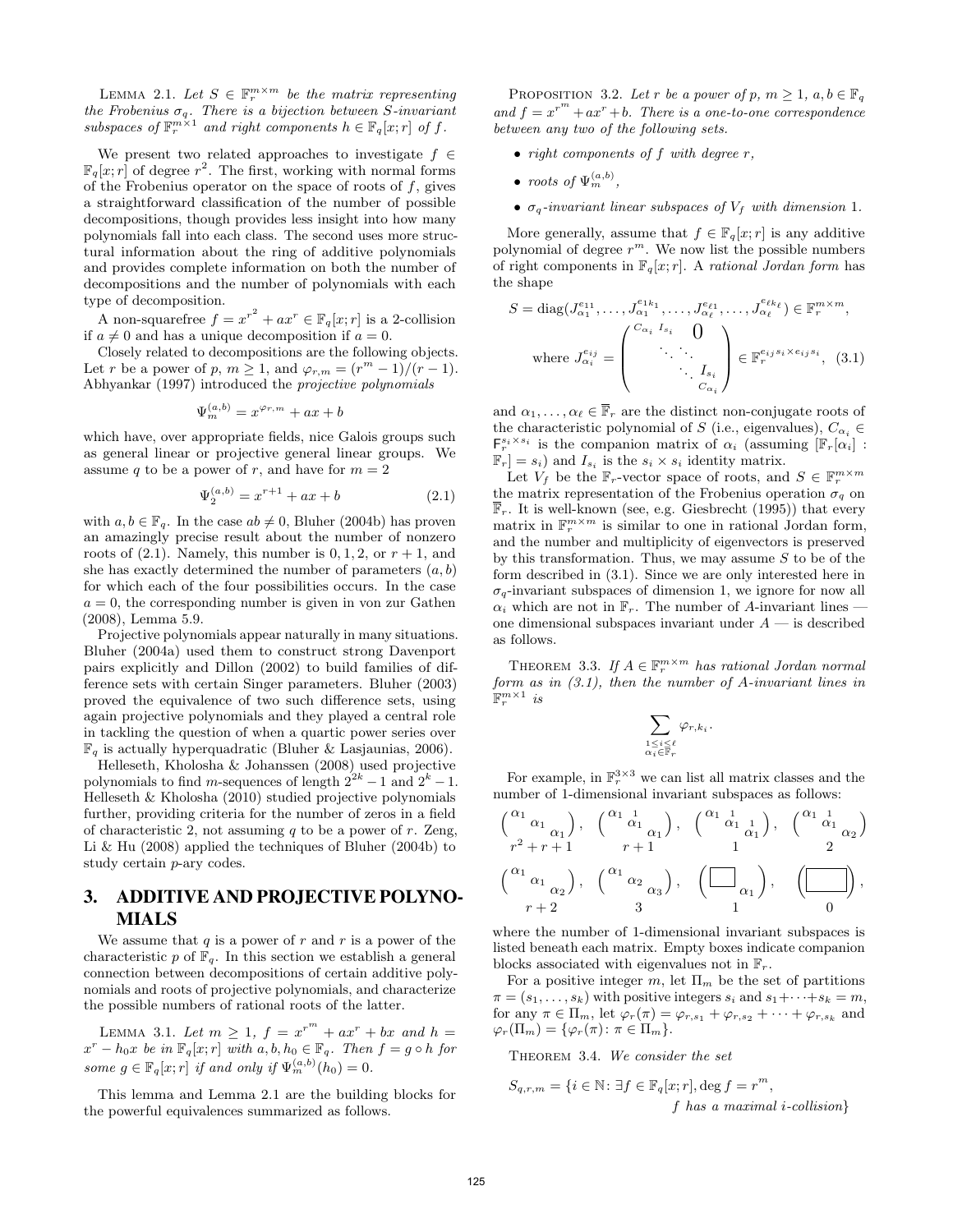LEMMA 2.1. *Let $S \in \mathbb{F}_r^{m\times m}$ be the matrix representing the Frobenius $\sigma_q$. There is a bijection between $S$-invariant subspaces of $\mathbb{F}_r^{m\times 1}$ and right components $h \in \mathbb{F}_q[x;r]$ of $f$.*

We present two related approaches to investigate $f \in \mathbb{F}_q[x;r]$ of degree $r^2$. The first, working with normal forms of the Frobenius operator on the space of roots of $f$, gives a straightforward classification of the number of possible decompositions, though provides less insight into how many polynomials fall into each class. The second uses more structural information about the ring of additive polynomials and provides complete information on both the number of decompositions and the number of polynomials with each type of decomposition.

A non-squarefree $f = x^{r^2} + ax^r \in \mathbb{F}_q[x;r]$ is a 2-collision if $a \neq 0$ and has a unique decomposition if $a = 0$.

Closely related to decompositions are the following objects. Let $r$ be a power of $p$, $m \geq 1$, and $\varphi_{r,m} = (r^m - 1)/(r-1)$. Abhyankar (1997) introduced the *projective polynomials*

$$\Psi_m^{(a,b)} = x^{\varphi_{r,m}} + ax + b$$

which have, over appropriate fields, nice Galois groups such as general linear or projective general linear groups. We assume $q$ to be a power of $r$, and have for $m = 2$

$$\Psi_2^{(a,b)} = x^{r+1} + ax + b \tag{2.1}$$

with $a, b \in \mathbb{F}_q$. In the case $ab \neq 0$, Bluher (2004b) has proven an amazingly precise result about the number of nonzero roots of (2.1). Namely, this number is $0, 1, 2$, or $r + 1$, and she has exactly determined the number of parameters $(a, b)$ for which each of the four possibilities occurs. In the case $a = 0$, the corresponding number is given in von zur Gathen (2008), Lemma 5.9.

Projective polynomials appear naturally in many situations. Bluher (2004a) used them to construct strong Davenport pairs explicitly and Dillon (2002) to build families of difference sets with certain Singer parameters. Bluher (2003) proved the equivalence of two such difference sets, using again projective polynomials and they played a central role in tackling the question of when a quartic power series over $\mathbb{F}_q$ is actually hyperquadratic (Bluher & Lasjaunias, 2006).

Helleseth, Kholosha & Johanssen (2008) used projective polynomials to find $m$-sequences of length $2^{2k} - 1$ and $2^k - 1$. Helleseth & Kholosha (2010) studied projective polynomials further, providing criteria for the number of zeros in a field of characteristic 2, not assuming $q$ to be a power of $r$. Zeng, Li & Hu (2008) applied the techniques of Bluher (2004b) to study certain $p$-ary codes.

# 3. ADDITIVE AND PROJECTIVE POLYNOMIALS

We assume that $q$ is a power of $r$ and $r$ is a power of the characteristic $p$ of $\mathbb{F}_q$. In this section we establish a general connection between decompositions of certain additive polynomials and roots of projective polynomials, and characterize the possible numbers of rational roots of the latter.

LEMMA 3.1. *Let $m \geq 1$, $f = x^{r^m} + ax^r + bx$ and $h = x^r - h_0 x$ be in $\mathbb{F}_q[x;r]$ with $a, b, h_0 \in \mathbb{F}_q$. Then $f = g \circ h$ for some $g \in \mathbb{F}_q[x;r]$ if and only if $\Psi_m^{(a,b)}(h_0) = 0$.*

This lemma and Lemma 2.1 are the building blocks for the powerful equivalences summarized as follows.

PROPOSITION 3.2. *Let $r$ be a power of $p$, $m \geq 1$, $a, b \in \mathbb{F}_q$ and $f = x^{r^m} + ax^r + b$. There is a one-to-one correspondence between any two of the following sets.*

- *right components of $f$ with degree $r$,*
- *roots of $\Psi_m^{(a,b)}$,*
- *$\sigma_q$-invariant linear subspaces of $V_f$ with dimension 1.*

More generally, assume that $f \in \mathbb{F}_q[x;r]$ is any additive polynomial of degree $r^m$. We now list the possible numbers of right components in $\mathbb{F}_q[x;r]$. A *rational Jordan form* has the shape

$$S = \operatorname{diag}(J_{\alpha_1}^{e_{11}}, \ldots, J_{\alpha_1}^{e_{1k_1}}, \ldots, J_{\alpha_\ell}^{e_{\ell 1}}, \ldots, J_{\alpha_\ell}^{e_{\ell k_\ell}}) \in \mathbb{F}_r^{m\times m},$$

$$\text{where } J_{\alpha_i}^{e_{ij}} = \begin{pmatrix} C_{\alpha_i} & I_{s_i} & & 0 \\ & \ddots & \ddots & \\ & & \ddots & I_{s_i} \\ & & & C_{\alpha_i} \end{pmatrix} \in \mathbb{F}_r^{e_{ij}s_i \times e_{ij}s_i}, \tag{3.1}$$

and $\alpha_1, \ldots, \alpha_\ell \in \overline{\mathbb{F}}_r$ are the distinct non-conjugate roots of the characteristic polynomial of $S$ (i.e., eigenvalues), $C_{\alpha_i} \in \mathsf{F}_r^{s_i \times s_i}$ is the companion matrix of $\alpha_i$ (assuming $[\mathbb{F}_r[\alpha_i] : \mathbb{F}_r] = s_i$) and $I_{s_i}$ is the $s_i \times s_i$ identity matrix.

Let $V_f$ be the $\mathbb{F}_r$-vector space of roots, and $S \in \mathbb{F}_r^{m\times m}$ the matrix representation of the Frobenius operation $\sigma_q$ on $\overline{\mathbb{F}}_r$. It is well-known (see, e.g. Giesbrecht (1995)) that every matrix in $\mathbb{F}_r^{m\times m}$ is similar to one in rational Jordan form, and the number and multiplicity of eigenvectors is preserved by this transformation. Thus, we may assume $S$ to be of the form described in (3.1). Since we are only interested here in $\sigma_q$-invariant subspaces of dimension 1, we ignore for now all $\alpha_i$ which are not in $\mathbb{F}_r$. The number of $A$-invariant lines — one dimensional subspaces invariant under $A$ — is described as follows.

THEOREM 3.3. *If $A \in \mathbb{F}_r^{m\times m}$ has rational Jordan normal form as in (3.1), then the number of $A$-invariant lines in $\mathbb{F}_r^{m\times 1}$ is*

$$\sum_{\substack{1\leq i\leq \ell \\ \alpha_i \in \mathbb{F}_r}} \varphi_{r,k_i}.$$

For example, in $\mathbb{F}_r^{3\times 3}$ we can list all matrix classes and the number of 1-dimensional invariant subspaces as follows:

$$\underset{r^2+r+1}{\begin{pmatrix} \alpha_1 & & \\ & \alpha_1 & \\ & & \alpha_1 \end{pmatrix}}, \quad \underset{r+1}{\begin{pmatrix} \alpha_1 & 1 & \\ & \alpha_1 & \\ & & \alpha_1 \end{pmatrix}}, \quad \underset{1}{\begin{pmatrix} \alpha_1 & 1 & \\ & \alpha_1 & 1 \\ & & \alpha_1 \end{pmatrix}}, \quad \underset{2}{\begin{pmatrix} \alpha_1 & 1 & \\ & \alpha_1 & \\ & & \alpha_2 \end{pmatrix}}$$

$$\underset{r+2}{\begin{pmatrix} \alpha_1 & & \\ & \alpha_1 & \\ & & \alpha_2 \end{pmatrix}}, \quad \underset{3}{\begin{pmatrix} \alpha_1 & & \\ & \alpha_2 & \\ & & \alpha_3 \end{pmatrix}}, \quad \underset{1}{\begin{pmatrix} \square & \\ & \alpha_1 \end{pmatrix}}, \quad \underset{0}{\begin{pmatrix} \square \end{pmatrix}},$$

where the number of 1-dimensional invariant subspaces is listed beneath each matrix. Empty boxes indicate companion blocks associated with eigenvalues not in $\mathbb{F}_r$.

For a positive integer $m$, let $\Pi_m$ be the set of partitions $\pi = (s_1, \ldots, s_k)$ with positive integers $s_i$ and $s_1 + \cdots + s_k = m$, for any $\pi \in \Pi_m$, let $\varphi_r(\pi) = \varphi_{r,s_1} + \varphi_{r,s_2} + \cdots + \varphi_{r,s_k}$ and $\varphi_r(\Pi_m) = \{\varphi_r(\pi) : \pi \in \Pi_m\}$.

THEOREM 3.4. *We consider the set*

$$S_{q,r,m} = \{i \in \mathbb{N} : \exists f \in \mathbb{F}_q[x;r], \deg f = r^m, \; f \text{ has a maximal } i\text{-collision}\}$$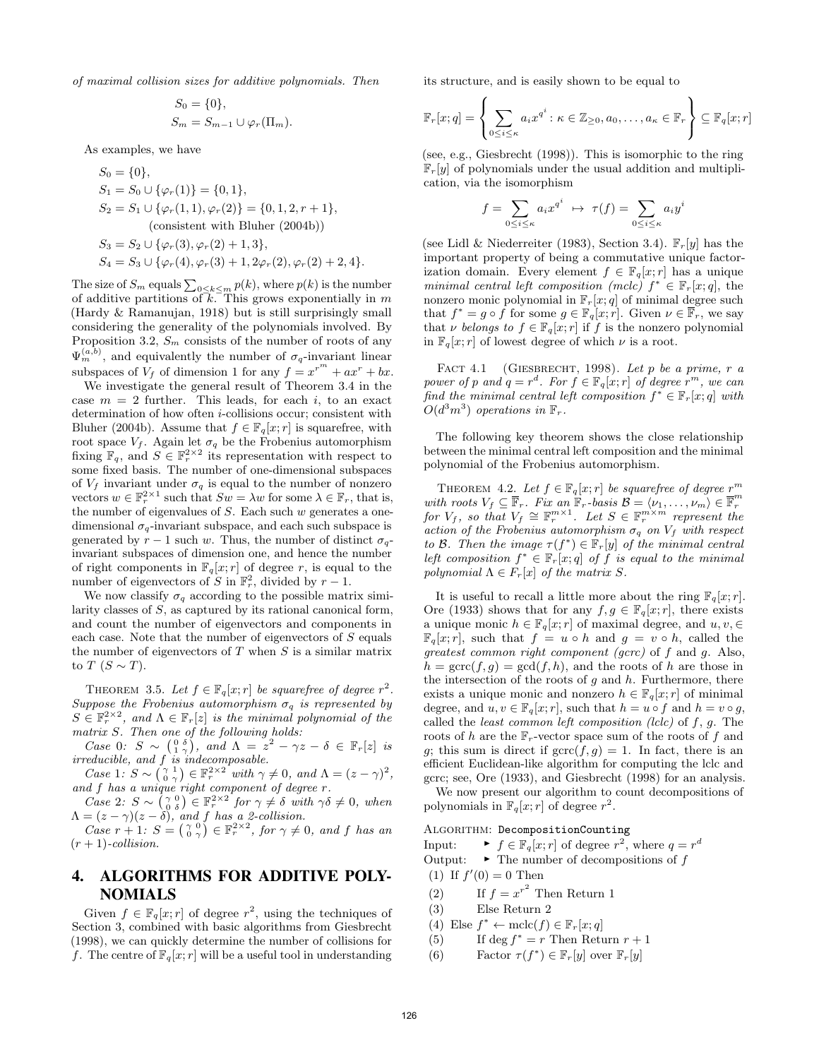*of maximal collision sizes for additive polynomials. Then*

$$S_0 = \{0\},$$
$$S_m = S_{m-1} \cup \varphi_r(\Pi_m).$$

As examples, we have

$$
\begin{aligned}
S_0 &= \{0\},\\
S_1 &= S_0 \cup \{\varphi_r(1)\} = \{0, 1\},\\
S_2 &= S_1 \cup \{\varphi_r(1,1), \varphi_r(2)\} = \{0, 1, 2, r+1\},\\
&\qquad \text{(consistent with Bluher (2004b))}\\
S_3 &= S_2 \cup \{\varphi_r(3), \varphi_r(2)+1, 3\},\\
S_4 &= S_3 \cup \{\varphi_r(4), \varphi_r(3)+1, 2\varphi_r(2), \varphi_r(2)+2, 4\}.
\end{aligned}
$$

The size of $S_m$ equals $\sum_{0 \le k \le m} p(k)$, where $p(k)$ is the number of additive partitions of $k$. This grows exponentially in $m$ (Hardy & Ramanujan, 1918) but is still surprisingly small considering the generality of the polynomials involved. By Proposition 3.2, $S_m$ consists of the number of roots of any $\Psi_m^{(a,b)}$, and equivalently the number of $\sigma_q$-invariant linear subspaces of $V_f$ of dimension 1 for any $f = x^{r^m} + ax^r + bx$.

We investigate the general result of Theorem 3.4 in the case $m = 2$ further. This leads, for each $i$, to an exact determination of how often $i$-collisions occur; consistent with Bluher (2004b). Assume that $f \in \mathbb{F}_q[x; r]$ is squarefree, with root space $V_f$. Again let $\sigma_q$ be the Frobenius automorphism fixing $\mathbb{F}_q$, and $S \in \mathbb{F}_r^{2\times 2}$ its representation with respect to some fixed basis. The number of one-dimensional subspaces of $V_f$ invariant under $\sigma_q$ is equal to the number of nonzero vectors $w \in \mathbb{F}_r^{2\times 1}$ such that $Sw = \lambda w$ for some $\lambda \in \mathbb{F}_r$, that is, the number of eigenvalues of $S$. Each such $w$ generates a one-dimensional $\sigma_q$-invariant subspace, and each such subspace is generated by $r - 1$ such $w$. Thus, the number of distinct $\sigma_q$-invariant subspaces of dimension one, and hence the number of right components in $\mathbb{F}_q[x; r]$ of degree $r$, is equal to the number of eigenvectors of $S$ in $\mathbb{F}_r^2$, divided by $r - 1$.

We now classify $\sigma_q$ according to the possible matrix similarity classes of $S$, as captured by its rational canonical form, and count the number of eigenvectors and components in each case. Note that the number of eigenvectors of $S$ equals the number of eigenvectors of $T$ when $S$ is a similar matrix to $T$ ($S \sim T$).

Theorem 3.5. *Let $f \in \mathbb{F}_q[x; r]$ be squarefree of degree $r^2$. Suppose the Frobenius automorphism $\sigma_q$ is represented by $S \in \mathbb{F}_r^{2\times 2}$, and $\Lambda \in \mathbb{F}_r[z]$ is the minimal polynomial of the matrix $S$. Then one of the following holds:*

*Case 0: $S \sim \begin{pmatrix} 0 & \delta \\ 1 & \gamma \end{pmatrix}$, and $\Lambda = z^2 - \gamma z - \delta \in \mathbb{F}_r[z]$ is irreducible, and $f$ is indecomposable.*

*Case 1: $S \sim \begin{pmatrix} \gamma & 1 \\ 0 & \gamma \end{pmatrix} \in \mathbb{F}_r^{2\times 2}$ with $\gamma \neq 0$, and $\Lambda = (z - \gamma)^2$, and $f$ has a unique right component of degree $r$.*

*Case 2: $S \sim \begin{pmatrix} \gamma & 0 \\ 0 & \delta \end{pmatrix} \in \mathbb{F}_r^{2\times 2}$ for $\gamma \neq \delta$ with $\gamma\delta \neq 0$, when $\Lambda = (z - \gamma)(z - \delta)$, and $f$ has a 2-collision.*

*Case $r + 1$: $S = \begin{pmatrix} \gamma & 0 \\ 0 & \gamma \end{pmatrix} \in \mathbb{F}_r^{2\times 2}$, for $\gamma \neq 0$, and $f$ has an $(r + 1)$-collision.*

## 4. ALGORITHMS FOR ADDITIVE POLYNOMIALS

Given $f \in \mathbb{F}_q[x; r]$ of degree $r^2$, using the techniques of Section 3, combined with basic algorithms from Giesbrecht (1998), we can quickly determine the number of collisions for $f$. The centre of $\mathbb{F}_q[x; r]$ will be a useful tool in understanding its structure, and is easily shown to be equal to

$$\mathbb{F}_r[x; q] = \left\{ \sum_{0 \le i \le \kappa} a_i x^{q^i} : \kappa \in \mathbb{Z}_{\ge 0}, a_0, \ldots, a_\kappa \in \mathbb{F}_r \right\} \subseteq \mathbb{F}_q[x; r]$$

(see, e.g., Giesbrecht (1998)). This is isomorphic to the ring $\mathbb{F}_r[y]$ of polynomials under the usual addition and multiplication, via the isomorphism

$$f = \sum_{0 \le i \le \kappa} a_i x^{q^i} \;\mapsto\; \tau(f) = \sum_{0 \le i \le \kappa} a_i y^i$$

(see Lidl & Niederreiter (1983), Section 3.4). $\mathbb{F}_r[y]$ has the important property of being a commutative unique factorization domain. Every element $f \in \mathbb{F}_q[x; r]$ has a unique *minimal central left composition (mclc)* $f^* \in \mathbb{F}_r[x; q]$, the nonzero monic polynomial in $\mathbb{F}_r[x; q]$ of minimal degree such that $f^* = g \circ f$ for some $g \in \mathbb{F}_q[x; r]$. Given $\nu \in \overline{\mathbb{F}}_r$, we say that $\nu$ *belongs to* $f \in \mathbb{F}_q[x; r]$ if $f$ is the nonzero polynomial in $\mathbb{F}_q[x; r]$ of lowest degree of which $\nu$ is a root.

Fact 4.1 (Giesbrecht, 1998). *Let $p$ be a prime, $r$ a power of $p$ and $q = r^d$. For $f \in \mathbb{F}_q[x; r]$ of degree $r^m$, we can find the minimal central left composition $f^* \in \mathbb{F}_r[x; q]$ with $O(d^3 m^3)$ operations in $\mathbb{F}_r$.*

The following key theorem shows the close relationship between the minimal central left composition and the minimal polynomial of the Frobenius automorphism.

Theorem 4.2. *Let $f \in \mathbb{F}_q[x; r]$ be squarefree of degree $r^m$ with roots $V_f \subseteq \overline{\mathbb{F}}_r$. Fix an $\mathbb{F}_r$-basis $\mathcal{B} = \langle \nu_1, \ldots, \nu_m \rangle \in \overline{\mathbb{F}}_r^m$ for $V_f$, so that $V_f \cong \mathbb{F}_r^{m\times 1}$. Let $S \in \mathbb{F}_r^{m\times m}$ represent the action of the Frobenius automorphism $\sigma_q$ on $V_f$ with respect to $\mathcal{B}$. Then the image $\tau(f^*) \in \mathbb{F}_r[y]$ of the minimal central left composition $f^* \in \mathbb{F}_r[x; q]$ of $f$ is equal to the minimal polynomial $\Lambda \in F_r[x]$ of the matrix $S$.*

It is useful to recall a little more about the ring $\mathbb{F}_q[x; r]$. Ore (1933) shows that for any $f, g \in \mathbb{F}_q[x; r]$, there exists a unique monic $h \in \mathbb{F}_q[x; r]$ of maximal degree, and $u, v, \in \mathbb{F}_q[x; r]$, such that $f = u \circ h$ and $g = v \circ h$, called the *greatest common right component (gcrc)* of $f$ and $g$. Also, $h = \mathrm{gcrc}(f, g) = \gcd(f, h)$, and the roots of $h$ are those in the intersection of the roots of $g$ and $h$. Furthermore, there exists a unique monic and nonzero $h \in \mathbb{F}_q[x; r]$ of minimal degree, and $u, v \in \mathbb{F}_q[x; r]$, such that $h = u \circ f$ and $h = v \circ g$, called the *least common left composition (lclc)* of $f$, $g$. The roots of $h$ are the $\mathbb{F}_r$-vector space sum of the roots of $f$ and $g$; this sum is direct if $\mathrm{gcrc}(f, g) = 1$. In fact, there is an efficient Euclidean-like algorithm for computing the lclc and gcrc; see, Ore (1933), and Giesbrecht (1998) for an analysis.

We now present our algorithm to count decompositions of polynomials in $\mathbb{F}_q[x; r]$ of degree $r^2$.

Algorithm: `DecompositionCounting`

Input: ▸ $f \in \mathbb{F}_q[x; r]$ of degree $r^2$, where $q = r^d$

Output: ▸ The number of decompositions of $f$

(1) If $f'(0) = 0$ Then

(2) &nbsp;&nbsp;&nbsp;&nbsp;If $f = x^{r^2}$ Then Return 1

(3) &nbsp;&nbsp;&nbsp;&nbsp;Else Return 2

(4) Else $f^* \leftarrow \mathrm{mclc}(f) \in \mathbb{F}_r[x; q]$

(5) &nbsp;&nbsp;&nbsp;&nbsp;If $\deg f^* = r$ Then Return $r + 1$

(6) &nbsp;&nbsp;&nbsp;&nbsp;Factor $\tau(f^*) \in \mathbb{F}_r[y]$ over $\mathbb{F}_r[y]$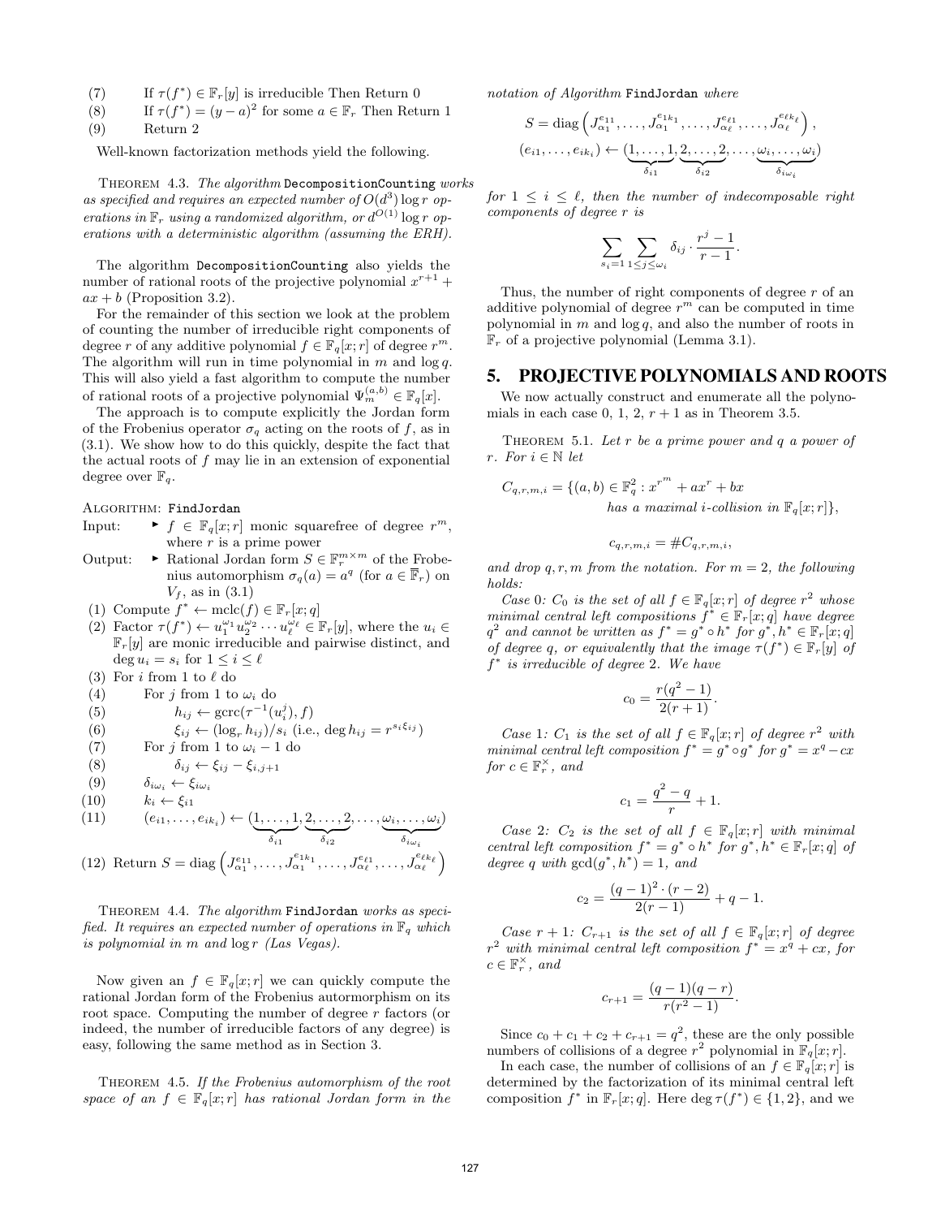(7) If $\tau(f^*) \in \mathbb{F}_r[y]$ is irreducible Then Return 0
(8) If $\tau(f^*) = (y-a)^2$ for some $a \in \mathbb{F}_r$ Then Return 1
(9) Return 2

Well-known factorization methods yield the following.

THEOREM 4.3. *The algorithm* `DecompositionCounting` *works as specified and requires an expected number of $O(d^3)\log r$ operations in $\mathbb{F}_r$ using a randomized algorithm, or $d^{O(1)}\log r$ operations with a deterministic algorithm (assuming the ERH).*

The algorithm `DecompositionCounting` also yields the number of rational roots of the projective polynomial $x^{r+1} + ax + b$ (Proposition 3.2).

For the remainder of this section we look at the problem of counting the number of irreducible right components of degree $r$ of any additive polynomial $f \in \mathbb{F}_q[x;r]$ of degree $r^m$. The algorithm will run in time polynomial in $m$ and $\log q$. This will also yield a fast algorithm to compute the number of rational roots of a projective polynomial $\Psi_m^{(a,b)} \in \mathbb{F}_q[x]$.

The approach is to compute explicitly the Jordan form of the Frobenius operator $\sigma_q$ acting on the roots of $f$, as in (3.1). We show how to do this quickly, despite the fact that the actual roots of $f$ may lie in an extension of exponential degree over $\mathbb{F}_q$.

ALGORITHM: `FindJordan`

Input: ▸ $f \in \mathbb{F}_q[x;r]$ monic squarefree of degree $r^m$, where $r$ is a prime power

Output: ▸ Rational Jordan form $S \in \mathbb{F}_r^{m\times m}$ of the Frobenius automorphism $\sigma_q(a) = a^q$ (for $a \in \overline{\mathbb{F}}_r$) on $V_f$, as in (3.1)

(1) Compute $f^* \leftarrow \mathrm{mclc}(f) \in \mathbb{F}_r[x;q]$
(2) Factor $\tau(f^*) \leftarrow u_1^{\omega_1}u_2^{\omega_2}\cdots u_\ell^{\omega_\ell} \in \mathbb{F}_r[y]$, where the $u_i \in \mathbb{F}_r[y]$ are monic irreducible and pairwise distinct, and $\deg u_i = s_i$ for $1 \le i \le \ell$
(3) For $i$ from 1 to $\ell$ do
(4) For $j$ from 1 to $\omega_i$ do
(5) $h_{ij} \leftarrow \mathrm{gcrc}(\tau^{-1}(u_i^j), f)$
(6) $\xi_{ij} \leftarrow (\log_r h_{ij})/s_i$ (i.e., $\deg h_{ij} = r^{s_i \xi_{ij}}$)
(7) For $j$ from 1 to $\omega_i - 1$ do
(8) $\delta_{ij} \leftarrow \xi_{ij} - \xi_{i,j+1}$
(9) $\delta_{i\omega_i} \leftarrow \xi_{i\omega_i}$
(10) $k_i \leftarrow \xi_{i1}$
(11) $(e_{i1},\ldots,e_{ik_i}) \leftarrow (\underbrace{1,\ldots,1}_{\delta_{i1}},\underbrace{2,\ldots,2}_{\delta_{i2}},\ldots,\underbrace{\omega_i,\ldots,\omega_i}_{\delta_{i\omega_i}})$
(12) Return $S = \mathrm{diag}\left(J_{\alpha_1}^{e_{11}},\ldots,J_{\alpha_1}^{e_{1k_1}},\ldots,J_{\alpha_\ell}^{e_{\ell 1}},\ldots,J_{\alpha_\ell}^{e_{\ell k_\ell}}\right)$

THEOREM 4.4. *The algorithm* `FindJordan` *works as specified. It requires an expected number of operations in $\mathbb{F}_q$ which is polynomial in $m$ and $\log r$ (Las Vegas).*

Now given an $f \in \mathbb{F}_q[x;r]$ we can quickly compute the rational Jordan form of the Frobenius autormorphism on its root space. Computing the number of degree $r$ factors (or indeed, the number of irreducible factors of any degree) is easy, following the same method as in Section 3.

THEOREM 4.5. *If the Frobenius automorphism of the root space of an $f \in \mathbb{F}_q[x;r]$ has rational Jordan form in the notation of Algorithm* `FindJordan` *where*

$$S = \mathrm{diag}\left(J_{\alpha_1}^{e_{11}},\ldots,J_{\alpha_1}^{e_{1k_1}},\ldots,J_{\alpha_\ell}^{e_{\ell 1}},\ldots,J_{\alpha_\ell}^{e_{\ell k_\ell}}\right),$$
$$(e_{i1},\ldots,e_{ik_i}) \leftarrow (\underbrace{1,\ldots,1}_{\delta_{i1}},\underbrace{2,\ldots,2}_{\delta_{i2}},\ldots,\underbrace{\omega_i,\ldots,\omega_i}_{\delta_{i\omega_i}})$$

*for $1 \le i \le \ell$, then the number of indecomposable right components of degree $r$ is*

$$\sum_{s_i=1}\sum_{1\le j\le \omega_i} \delta_{ij}\cdot\frac{r^j-1}{r-1}.$$

Thus, the number of right components of degree $r$ of an additive polynomial of degree $r^m$ can be computed in time polynomial in $m$ and $\log q$, and also the number of roots in $\mathbb{F}_r$ of a projective polynomial (Lemma 3.1).

## 5. PROJECTIVE POLYNOMIALS AND ROOTS

We now actually construct and enumerate all the polynomials in each case 0, 1, 2, $r+1$ as in Theorem 3.5.

THEOREM 5.1. *Let $r$ be a prime power and $q$ a power of $r$. For $i \in \mathbb{N}$ let*

$$C_{q,r,m,i} = \{(a,b) \in \mathbb{F}_q^2 : x^{r^m} + ax^r + bx \text{ has a maximal } i\text{-collision in } \mathbb{F}_q[x;r]\},$$

$$c_{q,r,m,i} = \#C_{q,r,m,i},$$

*and drop $q, r, m$ from the notation. For $m = 2$, the following holds:*

*Case 0: $C_0$ is the set of all $f \in \mathbb{F}_q[x;r]$ of degree $r^2$ whose minimal central left compositions $f^* \in \mathbb{F}_r[x;q]$ have degree $q^2$ and cannot be written as $f^* = g^* \circ h^*$ for $g^*, h^* \in \mathbb{F}_r[x;q]$ of degree $q$, or equivalently that the image $\tau(f^*) \in \mathbb{F}_r[y]$ of $f^*$ is irreducible of degree 2. We have*

$$c_0 = \frac{r(q^2-1)}{2(r+1)}.$$

*Case 1: $C_1$ is the set of all $f \in \mathbb{F}_q[x;r]$ of degree $r^2$ with minimal central left composition $f^* = g^* \circ g^*$ for $g^* = x^q - cx$ for $c \in \mathbb{F}_r^\times$, and*

$$c_1 = \frac{q^2-q}{r} + 1.$$

*Case 2: $C_2$ is the set of all $f \in \mathbb{F}_q[x;r]$ with minimal central left composition $f^* = g^* \circ h^*$ for $g^*, h^* \in \mathbb{F}_r[x;q]$ of degree $q$ with $\gcd(g^*, h^*) = 1$, and*

$$c_2 = \frac{(q-1)^2\cdot(r-2)}{2(r-1)} + q - 1.$$

*Case $r+1$: $C_{r+1}$ is the set of all $f \in \mathbb{F}_q[x;r]$ of degree $r^2$ with minimal central left composition $f^* = x^q + cx$, for $c \in \mathbb{F}_r^\times$, and*

$$c_{r+1} = \frac{(q-1)(q-r)}{r(r^2-1)}.$$

Since $c_0 + c_1 + c_2 + c_{r+1} = q^2$, these are the only possible numbers of collisions of a degree $r^2$ polynomial in $\mathbb{F}_q[x;r]$.

In each case, the number of collisions of an $f \in \mathbb{F}_q[x;r]$ is determined by the factorization of its minimal central left composition $f^*$ in $\mathbb{F}_r[x;q]$. Here $\deg \tau(f^*) \in \{1,2\}$, and we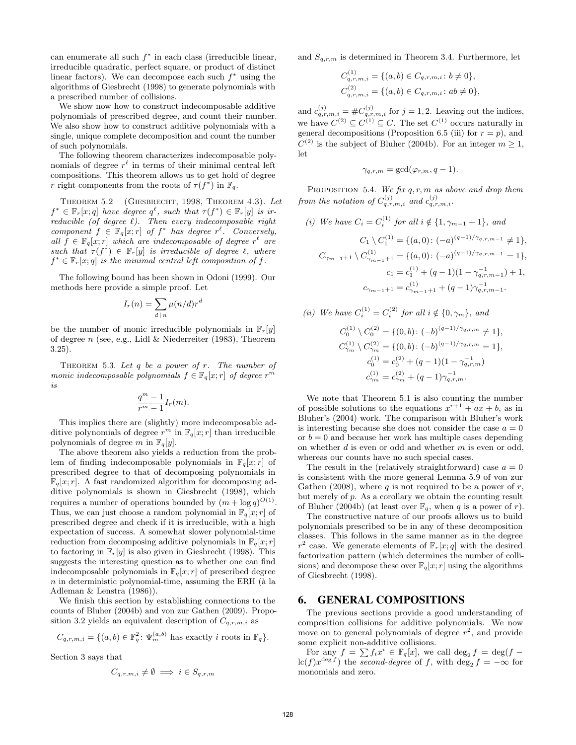can enumerate all such $f^*$ in each class (irreducible linear, irreducible quadratic, perfect square, or product of distinct linear factors). We can decompose each such $f^*$ using the algorithms of Giesbrecht (1998) to generate polynomials with a prescribed number of collisions.

We show now how to construct indecomposable additive polynomials of prescribed degree, and count their number. We also show how to construct additive polynomials with a single, unique complete decomposition and count the number of such polynomials.

The following theorem characterizes indecomposable polynomials of degree $r^\ell$ in terms of their minimal central left compositions. This theorem allows us to get hold of degree $r$ right components from the roots of $\tau(f^*)$ in $\mathbb{F}_q$.

Theorem 5.2 (Giesbrecht, 1998, Theorem 4.3). *Let $f^* \in \mathbb{F}_r[x;q]$ have degree $q^\ell$, such that $\tau(f^*) \in \mathbb{F}_r[y]$ is irreducible (of degree $\ell$). Then every indecomposable right component $f \in \mathbb{F}_q[x;r]$ of $f^*$ has degree $r^\ell$. Conversely, all $f \in \mathbb{F}_q[x;r]$ which are indecomposable of degree $r^\ell$ are such that $\tau(f^*) \in \mathbb{F}_r[y]$ is irreducible of degree $\ell$, where $f^* \in \mathbb{F}_r[x;q]$ is the minimal central left composition of $f$.*

The following bound has been shown in Odoni (1999). Our methods here provide a simple proof. Let

$$I_r(n) = \sum_{d \mid n} \mu(n/d) r^d$$

be the number of monic irreducible polynomials in $\mathbb{F}_r[y]$ of degree $n$ (see, e.g., Lidl & Niederreiter (1983), Theorem 3.25).

Theorem 5.3. *Let $q$ be a power of $r$. The number of monic indecomposable polynomials $f \in \mathbb{F}_q[x;r]$ of degree $r^m$ is*

$$\frac{q^m - 1}{r^m - 1} I_r(m).$$

This implies there are (slightly) more indecomposable additive polynomials of degree $r^m$ in $\mathbb{F}_q[x;r]$ than irreducible polynomials of degree $m$ in $\mathbb{F}_q[y]$.

The above theorem also yields a reduction from the problem of finding indecomposable polynomials in $\mathbb{F}_q[x;r]$ of prescribed degree to that of decomposing polynomials in $\mathbb{F}_q[x;r]$. A fast randomized algorithm for decomposing additive polynomials is shown in Giesbrecht (1998), which requires a number of operations bounded by $(m + \log q)^{O(1)}$. Thus, we can just choose a random polynomial in $\mathbb{F}_q[x;r]$ of prescribed degree and check if it is irreducible, with a high expectation of success. A somewhat slower polynomial-time reduction from decomposing additive polynomials in $\mathbb{F}_q[x;r]$ to factoring in $\mathbb{F}_r[y]$ is also given in Giesbrecht (1998). This suggests the interesting question as to whether one can find indecomposable polynomials in $\mathbb{F}_q[x;r]$ of prescribed degree $n$ in deterministic polynomial-time, assuming the ERH (à la Adleman & Lenstra (1986)).

We finish this section by establishing connections to the counts of Bluher (2004b) and von zur Gathen (2009). Proposition 3.2 yields an equivalent description of $C_{q,r,m,i}$ as

$$C_{q,r,m,i} = \{(a,b) \in \mathbb{F}_q^2 \colon \Psi_m^{(a,b)} \text{ has exactly } i \text{ roots in } \mathbb{F}_q\}.$$

Section 3 says that

$$C_{q,r,m,i} \neq \emptyset \implies i \in S_{q,r,m}$$

and $S_{q,r,m}$ is determined in Theorem 3.4. Furthermore, let

$$C^{(1)}_{q,r,m,i} = \{(a,b) \in C_{q,r,m,i} \colon b \neq 0\},$$
$$C^{(2)}_{q,r,m,i} = \{(a,b) \in C_{q,r,m,i} \colon ab \neq 0\},$$

and $c^{(j)}_{q,r,m,i} = \#C^{(j)}_{q,r,m,i}$ for $j = 1, 2$. Leaving out the indices, we have $C^{(2)} \subseteq C^{(1)} \subseteq C$. The set $C^{(1)}$ occurs naturally in general decompositions (Proposition 6.5 (iii) for $r = p$), and $C^{(2)}$ is the subject of Bluher (2004b). For an integer $m \geq 1$, let

$$\gamma_{q,r,m} = \gcd(\varphi_{r,m}, q-1).$$

Proposition 5.4. *We fix $q, r, m$ as above and drop them from the notation of $C^{(j)}_{q,r,m,i}$ and $c^{(j)}_{q,r,m,i}$.*

*(i) We have $C_i = C^{(1)}_i$ for all $i \notin \{1, \gamma_{m-1} + 1\}$, and*

$$C_1 \setminus C^{(1)}_1 = \{(a,0) \colon (-a)^{(q-1)/\gamma_{q,r,m-1}} \neq 1\},$$
$$C_{\gamma_{m-1}+1} \setminus C^{(1)}_{\gamma_{m-1}+1} = \{(a,0) \colon (-a)^{(q-1)/\gamma_{q,r,m-1}} = 1\},$$
$$c_1 = c^{(1)}_1 + (q-1)(1 - \gamma^{-1}_{q,r,m-1}) + 1,$$
$$c_{\gamma_{m-1}+1} = c^{(1)}_{\gamma_{m-1}+1} + (q-1)\gamma^{-1}_{q,r,m-1}.$$

*(ii) We have $C^{(1)}_i = C^{(2)}_i$ for all $i \notin \{0, \gamma_m\}$, and*

$$C^{(1)}_0 \setminus C^{(2)}_0 = \{(0,b) \colon (-b)^{(q-1)/\gamma_{q,r,m}} \neq 1\},$$
$$C^{(1)}_{\gamma_m} \setminus C^{(2)}_{\gamma_m} = \{(0,b) \colon (-b)^{(q-1)/\gamma_{q,r,m}} = 1\},$$
$$c^{(1)}_0 = c^{(2)}_0 + (q-1)(1 - \gamma^{-1}_{q,r,m})$$
$$c^{(1)}_{\gamma_m} = c^{(2)}_{\gamma_m} + (q-1)\gamma^{-1}_{q,r,m}.$$

We note that Theorem 5.1 is also counting the number of possible solutions to the equations $x^{r+1} + ax + b$, as in Bluher's (2004) work. The comparison with Bluher's work is interesting because she does not consider the case $a = 0$ or $b = 0$ and because her work has multiple cases depending on whether $d$ is even or odd and whether $m$ is even or odd, whereas our counts have no such special cases.

The result in the (relatively straightforward) case $a = 0$ is consistent with the more general Lemma 5.9 of von zur Gathen (2008), where $q$ is not required to be a power of $r$, but merely of $p$. As a corollary we obtain the counting result of Bluher (2004b) (at least over $\mathbb{F}_q$, when $q$ is a power of $r$).

The constructive nature of our proofs allows us to build polynomials prescribed to be in any of these decomposition classes. This follows in the same manner as in the degree $r^2$ case. We generate elements of $\mathbb{F}_r[x;q]$ with the desired factorization pattern (which determines the number of collisions) and decompose these over $\mathbb{F}_q[x;r]$ using the algorithms of Giesbrecht (1998).

## 6. GENERAL COMPOSITIONS

The previous sections provide a good understanding of composition collisions for additive polynomials. We now move on to general polynomials of degree $r^2$, and provide some explicit non-additive collisions.

For any $f = \sum f_i x^i \in \mathbb{F}_q[x]$, we call $\deg_2 f = \deg(f - \mathrm{lc}(f)x^{\deg f})$ the *second-degree* of $f$, with $\deg_2 f = -\infty$ for monomials and zero.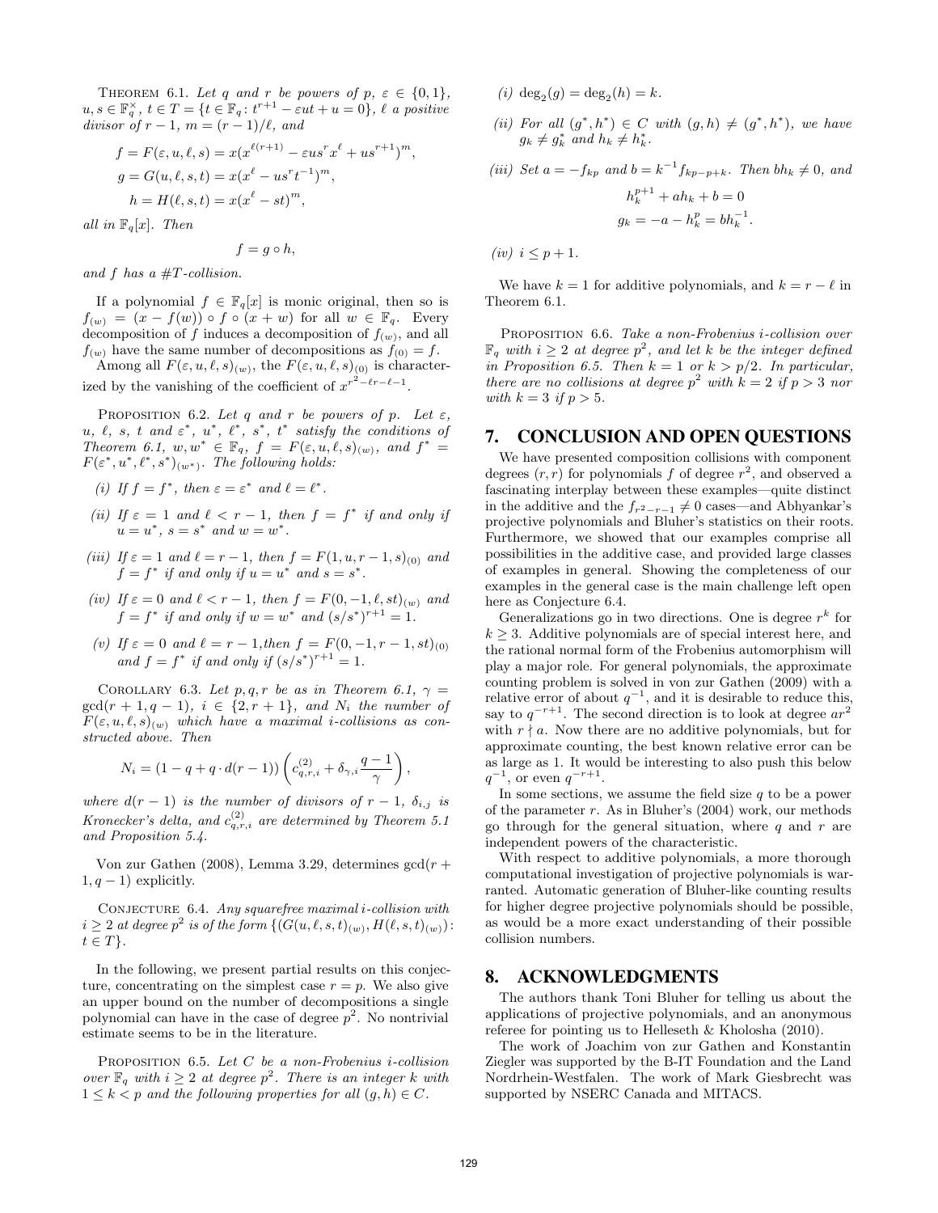Theorem 6.1. *Let $q$ and $r$ be powers of $p$, $\varepsilon \in \{0,1\}$, $u, s \in \mathbb{F}_q^\times$, $t \in T = \{t \in \mathbb{F}_q : t^{r+1} - \varepsilon ut + u = 0\}$, $\ell$ a positive divisor of $r-1$, $m = (r-1)/\ell$, and*

$$
\begin{aligned}
f &= F(\varepsilon, u, \ell, s) = x(x^{\ell(r+1)} - \varepsilon us^r x^\ell + us^{r+1})^m,\\
g &= G(u, \ell, s, t) = x(x^\ell - us^r t^{-1})^m,\\
h &= H(\ell, s, t) = x(x^\ell - st)^m,
\end{aligned}
$$

*all in $\mathbb{F}_q[x]$. Then*

$$f = g \circ h,$$

*and $f$ has a $\#T$-collision.*

If a polynomial $f \in \mathbb{F}_q[x]$ is monic original, then so is $f_{(w)} = (x - f(w)) \circ f \circ (x + w)$ for all $w \in \mathbb{F}_q$. Every decomposition of $f$ induces a decomposition of $f_{(w)}$, and all $f_{(w)}$ have the same number of decompositions as $f_{(0)} = f$.

Among all $F(\varepsilon, u, \ell, s)_{(w)}$, the $F(\varepsilon, u, \ell, s)_{(0)}$ is characterized by the vanishing of the coefficient of $x^{r^2 - \ell r - \ell - 1}$.

Proposition 6.2. *Let $q$ and $r$ be powers of $p$. Let $\varepsilon$, $u$, $\ell$, $s$, $t$ and $\varepsilon^*$, $u^*$, $\ell^*$, $s^*$, $t^*$ satisfy the conditions of Theorem 6.1, $w, w^* \in \mathbb{F}_q$, $f = F(\varepsilon, u, \ell, s)_{(w)}$, and $f^* = F(\varepsilon^*, u^*, \ell^*, s^*)_{(w^*)}$. The following holds:*

- *(i) If $f = f^*$, then $\varepsilon = \varepsilon^*$ and $\ell = \ell^*$.*
- *(ii) If $\varepsilon = 1$ and $\ell < r-1$, then $f = f^*$ if and only if $u = u^*$, $s = s^*$ and $w = w^*$.*
- *(iii) If $\varepsilon = 1$ and $\ell = r-1$, then $f = F(1, u, r-1, s)_{(0)}$ and $f = f^*$ if and only if $u = u^*$ and $s = s^*$.*
- *(iv) If $\varepsilon = 0$ and $\ell < r-1$, then $f = F(0, -1, \ell, st)_{(w)}$ and $f = f^*$ if and only if $w = w^*$ and $(s/s^*)^{r+1} = 1$.*
- *(v) If $\varepsilon = 0$ and $\ell = r-1$, then $f = F(0, -1, r-1, st)_{(0)}$ and $f = f^*$ if and only if $(s/s^*)^{r+1} = 1$.*

Corollary 6.3. *Let $p, q, r$ be as in Theorem 6.1, $\gamma = \gcd(r+1, q-1)$, $i \in \{2, r+1\}$, and $N_i$ the number of $F(\varepsilon, u, \ell, s)_{(w)}$ which have a maximal $i$-collisions as constructed above. Then*

$$N_i = (1 - q + q \cdot d(r-1)) \left( c_{q,r,i}^{(2)} + \delta_{\gamma,i} \frac{q-1}{\gamma} \right),$$

*where $d(r-1)$ is the number of divisors of $r-1$, $\delta_{i,j}$ is Kronecker's delta, and $c_{q,r,i}^{(2)}$ are determined by Theorem 5.1 and Proposition 5.4.*

Von zur Gathen (2008), Lemma 3.29, determines $\gcd(r+1, q-1)$ explicitly.

Conjecture 6.4. *Any squarefree maximal $i$-collision with $i \geq 2$ at degree $p^2$ is of the form $\{(G(u, \ell, s, t)_{(w)}, H(\ell, s, t)_{(w)}) : t \in T\}$.*

In the following, we present partial results on this conjecture, concentrating on the simplest case $r = p$. We also give an upper bound on the number of decompositions a single polynomial can have in the case of degree $p^2$. No nontrivial estimate seems to be in the literature.

Proposition 6.5. *Let $C$ be a non-Frobenius $i$-collision over $\mathbb{F}_q$ with $i \geq 2$ at degree $p^2$. There is an integer $k$ with $1 \leq k < p$ and the following properties for all $(g, h) \in C$.*

- *(i) $\deg_2(g) = \deg_2(h) = k$.*
- *(ii) For all $(g^*, h^*) \in C$ with $(g, h) \neq (g^*, h^*)$, we have $g_k \neq g_k^*$ and $h_k \neq h_k^*$.*
- *(iii) Set $a = -f_{kp}$ and $b = k^{-1} f_{kp-p+k}$. Then $bh_k \neq 0$, and*

$$
\begin{aligned}
h_k^{p+1} + ah_k + b &= 0\\
g_k = -a - h_k^p &= bh_k^{-1}.
\end{aligned}
$$

- *(iv) $i \leq p+1$.*

We have $k = 1$ for additive polynomials, and $k = r - \ell$ in Theorem 6.1.

Proposition 6.6. *Take a non-Frobenius $i$-collision over $\mathbb{F}_q$ with $i \geq 2$ at degree $p^2$, and let $k$ be the integer defined in Proposition 6.5. Then $k = 1$ or $k > p/2$. In particular, there are no collisions at degree $p^2$ with $k = 2$ if $p > 3$ nor with $k = 3$ if $p > 5$.*

## 7. CONCLUSION AND OPEN QUESTIONS

We have presented composition collisions with component degrees $(r, r)$ for polynomials $f$ of degree $r^2$, and observed a fascinating interplay between these examples—quite distinct in the additive and the $f_{r^2-r-1} \neq 0$ cases—and Abhyankar's projective polynomials and Bluher's statistics on their roots. Furthermore, we showed that our examples comprise all possibilities in the additive case, and provided large classes of examples in general. Showing the completeness of our examples in the general case is the main challenge left open here as Conjecture 6.4.

Generalizations go in two directions. One is degree $r^k$ for $k \geq 3$. Additive polynomials are of special interest here, and the rational normal form of the Frobenius automorphism will play a major role. For general polynomials, the approximate counting problem is solved in von zur Gathen (2009) with a relative error of about $q^{-1}$, and it is desirable to reduce this, say to $q^{-r+1}$. The second direction is to look at degree $ar^2$ with $r \nmid a$. Now there are no additive polynomials, but for approximate counting, the best known relative error can be as large as 1. It would be interesting to also push this below $q^{-1}$, or even $q^{-r+1}$.

In some sections, we assume the field size $q$ to be a power of the parameter $r$. As in Bluher's (2004) work, our methods go through for the general situation, where $q$ and $r$ are independent powers of the characteristic.

With respect to additive polynomials, a more thorough computational investigation of projective polynomials is warranted. Automatic generation of Bluher-like counting results for higher degree projective polynomials should be possible, as would be a more exact understanding of their possible collision numbers.

## 8. ACKNOWLEDGMENTS

The authors thank Toni Bluher for telling us about the applications of projective polynomials, and an anonymous referee for pointing us to Helleseth & Kholosha (2010).

The work of Joachim von zur Gathen and Konstantin Ziegler was supported by the B-IT Foundation and the Land Nordrhein-Westfalen. The work of Mark Giesbrecht was supported by NSERC Canada and MITACS.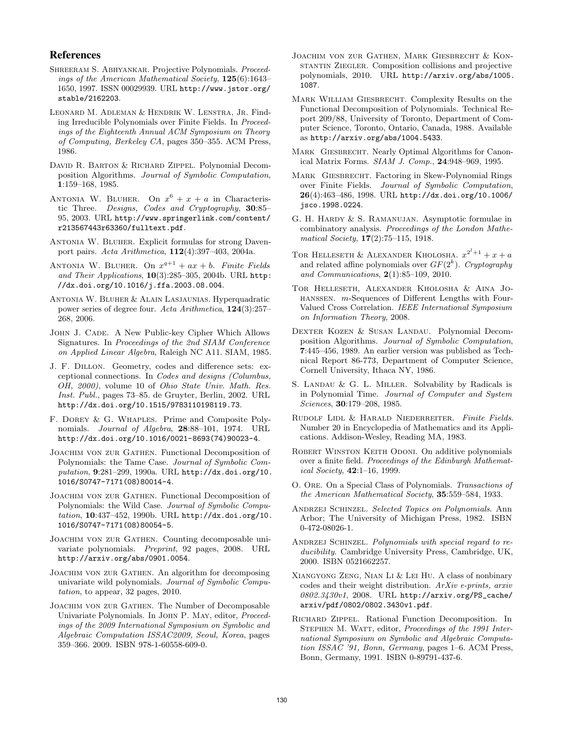## References

Shreeram S. Abhyankar. Projective Polynomials. *Proceedings of the American Mathematical Society*, **125**(6):1643–1650, 1997. ISSN 00029939. URL http://www.jstor.org/stable/2162203.

Leonard M. Adleman & Hendrik W. Lenstra, Jr. Finding Irreducible Polynomials over Finite Fields. In *Proceedings of the Eighteenth Annual ACM Symposium on Theory of Computing, Berkeley CA*, pages 350–355. ACM Press, 1986.

David R. Barton & Richard Zippel. Polynomial Decomposition Algorithms. *Journal of Symbolic Computation*, **1**:159–168, 1985.

Antonia W. Bluher. On $x^6 + x + a$ in Characteristic Three. *Designs, Codes and Cryptography*, **30**:85–95, 2003. URL http://www.springerlink.com/content/r213567443r63360/fulltext.pdf.

Antonia W. Bluher. Explicit formulas for strong Davenport pairs. *Acta Arithmetica*, **112**(4):397–403, 2004a.

Antonia W. Bluher. On $x^{q+1} + ax + b$. *Finite Fields and Their Applications*, **10**(3):285–305, 2004b. URL http://dx.doi.org/10.1016/j.ffa.2003.08.004.

Antonia W. Bluher & Alain Lasjaunias. Hyperquadratic power series of degree four. *Acta Arithmetica*, **124**(3):257–268, 2006.

John J. Cade. A New Public-key Cipher Which Allows Signatures. In *Proceedings of the 2nd SIAM Conference on Applied Linear Algebra*, Raleigh NC A11. SIAM, 1985.

J. F. Dillon. Geometry, codes and difference sets: exceptional connections. In *Codes and designs (Columbus, OH, 2000)*, volume 10 of *Ohio State Univ. Math. Res. Inst. Publ.*, pages 73–85. de Gruyter, Berlin, 2002. URL http://dx.doi.org/10.1515/9783110198119.73.

F. Dorey & G. Whaples. Prime and Composite Polynomials. *Journal of Algebra*, **28**:88–101, 1974. URL http://dx.doi.org/10.1016/0021-8693(74)90023-4.

Joachim von zur Gathen. Functional Decomposition of Polynomials: the Tame Case. *Journal of Symbolic Computation*, **9**:281–299, 1990a. URL http://dx.doi.org/10.1016/S0747-7171(08)80014-4.

Joachim von zur Gathen. Functional Decomposition of Polynomials: the Wild Case. *Journal of Symbolic Computation*, **10**:437–452, 1990b. URL http://dx.doi.org/10.1016/S0747-7171(08)80054-5.

Joachim von zur Gathen. Counting decomposable univariate polynomials. *Preprint*, 92 pages, 2008. URL http://arxiv.org/abs/0901.0054.

Joachim von zur Gathen. An algorithm for decomposing univariate wild polynomials. *Journal of Symbolic Computation*, to appear, 32 pages, 2010.

Joachim von zur Gathen. The Number of Decomposable Univariate Polynomials. In John P. May, editor, *Proceedings of the 2009 International Symposium on Symbolic and Algebraic Computation ISSAC2009, Seoul, Korea*, pages 359–366. 2009. ISBN 978-1-60558-609-0.

Joachim von zur Gathen, Mark Giesbrecht & Konstantin Ziegler. Composition collisions and projective polynomials, 2010. URL http://arxiv.org/abs/1005.1087.

Mark William Giesbrecht. Complexity Results on the Functional Decomposition of Polynomials. Technical Report 209/88, University of Toronto, Department of Computer Science, Toronto, Ontario, Canada, 1988. Available as http://arxiv.org/abs/1004.5433.

Mark Giesbrecht. Nearly Optimal Algorithms for Canonical Matrix Forms. *SIAM J. Comp.*, **24**:948–969, 1995.

Mark Giesbrecht. Factoring in Skew-Polynomial Rings over Finite Fields. *Journal of Symbolic Computation*, **26**(4):463–486, 1998. URL http://dx.doi.org/10.1006/jsco.1998.0224.

G. H. Hardy & S. Ramanujan. Asymptotic formulae in combinatory analysis. *Proceedings of the London Mathematical Society*, **17**(2):75–115, 1918.

Tor Helleseth & Alexander Kholosha. $x^{2^l+1} + x + a$ and related affine polynomials over $GF(2^k)$. *Cryptography and Communications*, **2**(1):85–109, 2010.

Tor Helleseth, Alexander Kholosha & Aina Johanssen. $m$-Sequences of Different Lengths with Four-Valued Cross Correlation. *IEEE International Symposium on Information Theory*, 2008.

Dexter Kozen & Susan Landau. Polynomial Decomposition Algorithms. *Journal of Symbolic Computation*, **7**:445–456, 1989. An earlier version was published as Technical Report 86-773, Department of Computer Science, Cornell University, Ithaca NY, 1986.

S. Landau & G. L. Miller. Solvability by Radicals is in Polynomial Time. *Journal of Computer and System Sciences*, **30**:179–208, 1985.

Rudolf Lidl & Harald Niederreiter. *Finite Fields*. Number 20 in Encyclopedia of Mathematics and its Applications. Addison-Wesley, Reading MA, 1983.

Robert Winston Keith Odoni. On additive polynomials over a finite field. *Proceedings of the Edinburgh Mathematical Society*, **42**:1–16, 1999.

O. Ore. On a Special Class of Polynomials. *Transactions of the American Mathematical Society*, **35**:559–584, 1933.

Andrzej Schinzel. *Selected Topics on Polynomials*. Ann Arbor; The University of Michigan Press, 1982. ISBN 0-472-08026-1.

Andrzej Schinzel. *Polynomials with special regard to reducibility*. Cambridge University Press, Cambridge, UK, 2000. ISBN 0521662257.

Xiangyong Zeng, Nian Li & Lei Hu. A class of nonbinary codes and their weight distribution. *ArXiv e-prints, arxiv 0802.3430v1*, 2008. URL http://arxiv.org/PS_cache/arxiv/pdf/0802/0802.3430v1.pdf.

Richard Zippel. Rational Function Decomposition. In Stephen M. Watt, editor, *Proceedings of the 1991 International Symposium on Symbolic and Algebraic Computation ISSAC '91, Bonn, Germany*, pages 1–6. ACM Press, Bonn, Germany, 1991. ISBN 0-89791-437-6.